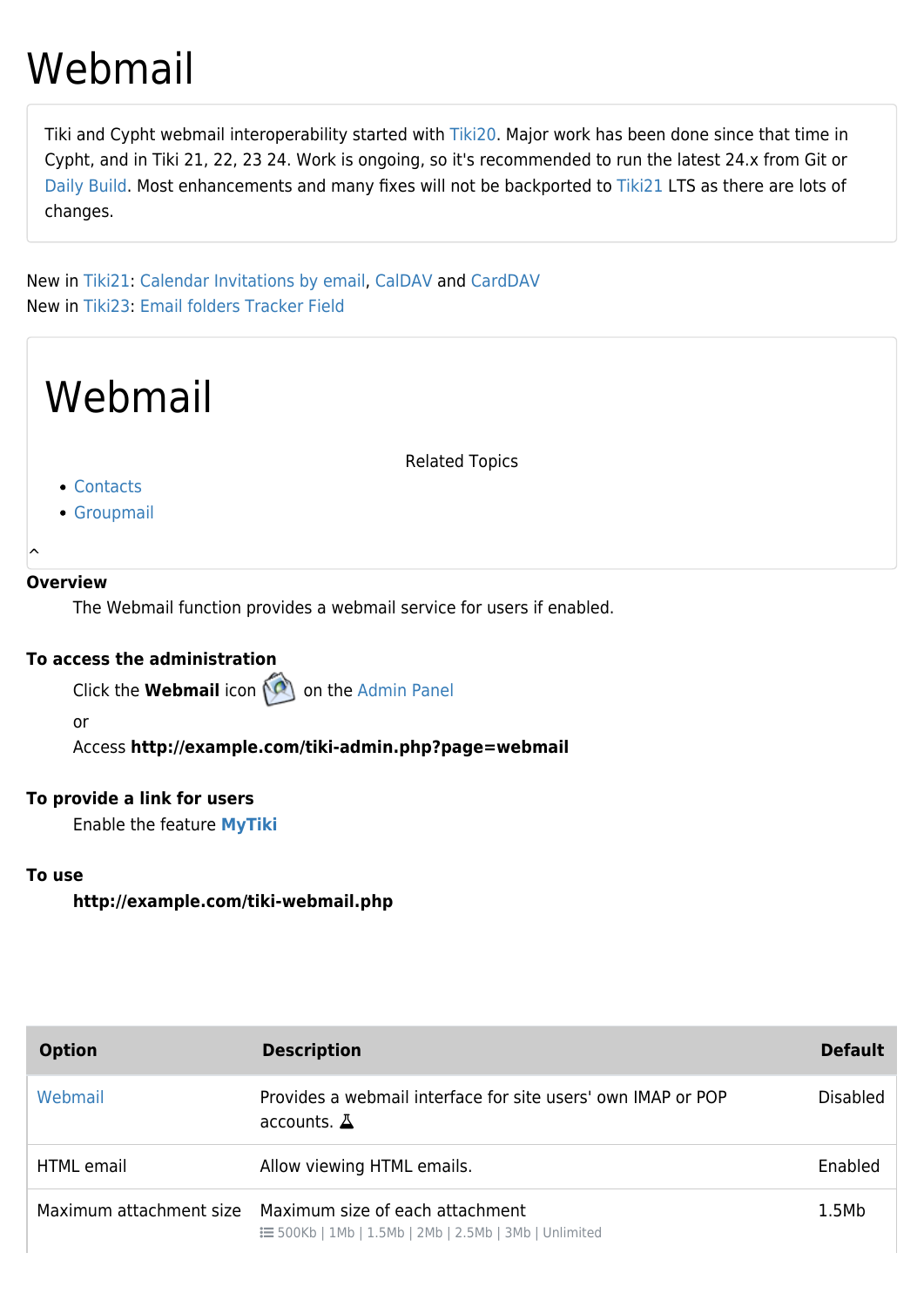# Webmail

Tiki and Cypht webmail interoperability started with Tiki20. Major work has been done since that time in Cypht, and in Tiki 21, 22, 23 24. Work is ongoing, so it's recommended to run the latest 24.x from Git or Daily Build. Most enhancements and many fixes will not be backported to Tiki21 LTS as there are lots of changes.

New in Tiki21: Calendar Invitations by email, CalDAV and CardDAV
New in Tiki23: Email folders Tracker Field

# Webmail

Related Topics

- Contacts
- Groupmail

**Overview**

The Webmail function provides a webmail service for users if enabled.

**To access the administration**

Click the **Webmail** icon on the Admin Panel

or

Access **http://example.com/tiki-admin.php?page=webmail**

**To provide a link for users**

Enable the feature **MyTiki**

**To use**

**http://example.com/tiki-webmail.php**

| Option | Description | Default |
| --- | --- | --- |
| Webmail | Provides a webmail interface for site users' own IMAP or POP accounts. | Disabled |
| HTML email | Allow viewing HTML emails. | Enabled |
| Maximum attachment size | Maximum size of each attachment<br>500Kb \| 1Mb \| 1.5Mb \| 2Mb \| 2.5Mb \| 3Mb \| Unlimited | 1.5Mb |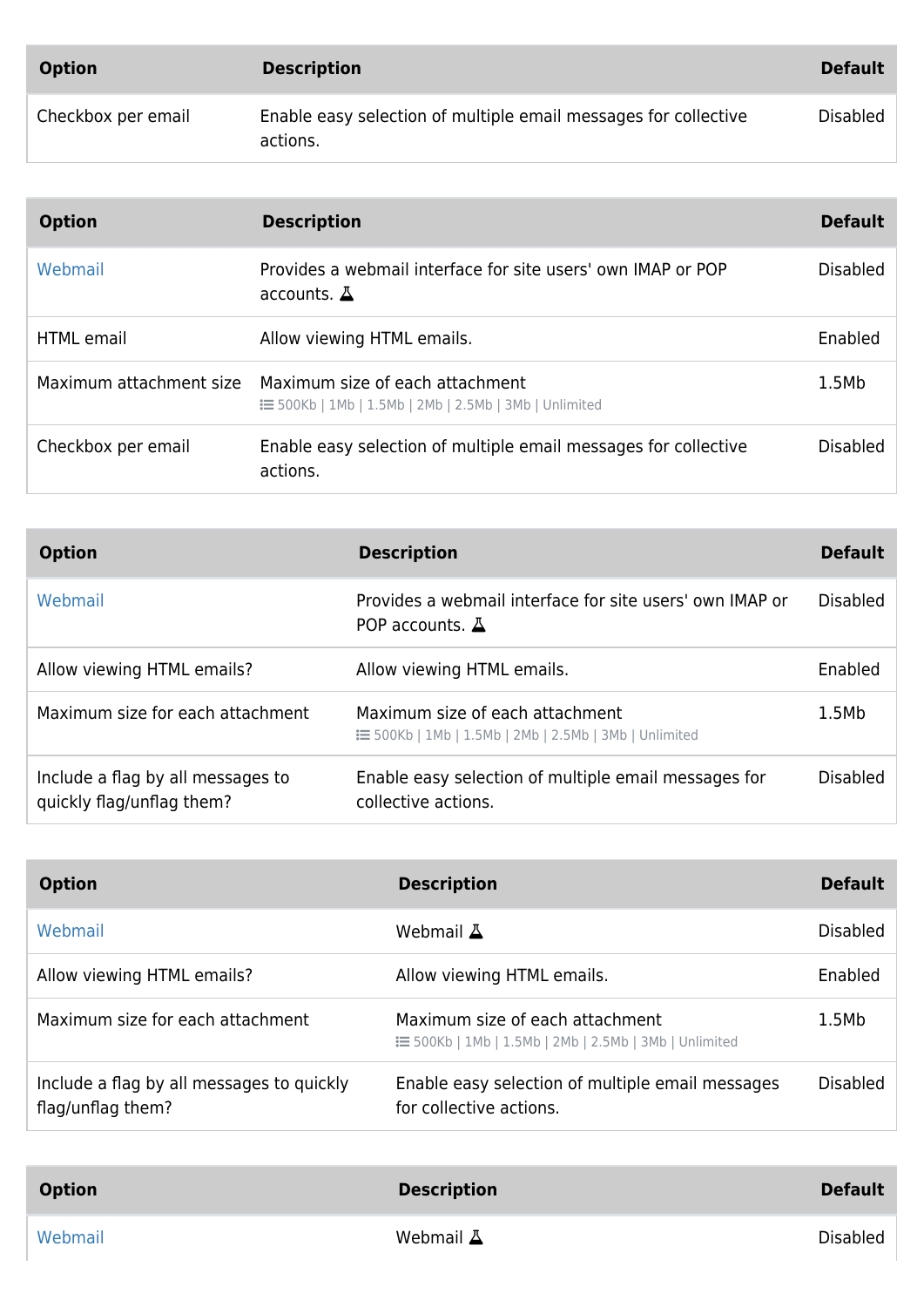| Option | Description | Default |
| --- | --- | --- |
| Checkbox per email | Enable easy selection of multiple email messages for collective actions. | Disabled |

| Option | Description | Default |
| --- | --- | --- |
| Webmail | Provides a webmail interface for site users' own IMAP or POP accounts. ⚗ | Disabled |
| HTML email | Allow viewing HTML emails. | Enabled |
| Maximum attachment size | Maximum size of each attachment<br>500Kb \| 1Mb \| 1.5Mb \| 2Mb \| 2.5Mb \| 3Mb \| Unlimited | 1.5Mb |
| Checkbox per email | Enable easy selection of multiple email messages for collective actions. | Disabled |

| Option | Description | Default |
| --- | --- | --- |
| Webmail | Provides a webmail interface for site users' own IMAP or POP accounts. ⚗ | Disabled |
| Allow viewing HTML emails? | Allow viewing HTML emails. | Enabled |
| Maximum size for each attachment | Maximum size of each attachment<br>500Kb \| 1Mb \| 1.5Mb \| 2Mb \| 2.5Mb \| 3Mb \| Unlimited | 1.5Mb |
| Include a flag by all messages to quickly flag/unflag them? | Enable easy selection of multiple email messages for collective actions. | Disabled |

| Option | Description | Default |
| --- | --- | --- |
| Webmail | Webmail ⚗ | Disabled |
| Allow viewing HTML emails? | Allow viewing HTML emails. | Enabled |
| Maximum size for each attachment | Maximum size of each attachment<br>500Kb \| 1Mb \| 1.5Mb \| 2Mb \| 2.5Mb \| 3Mb \| Unlimited | 1.5Mb |
| Include a flag by all messages to quickly flag/unflag them? | Enable easy selection of multiple email messages for collective actions. | Disabled |

| Option | Description | Default |
| --- | --- | --- |
| Webmail | Webmail ⚗ | Disabled |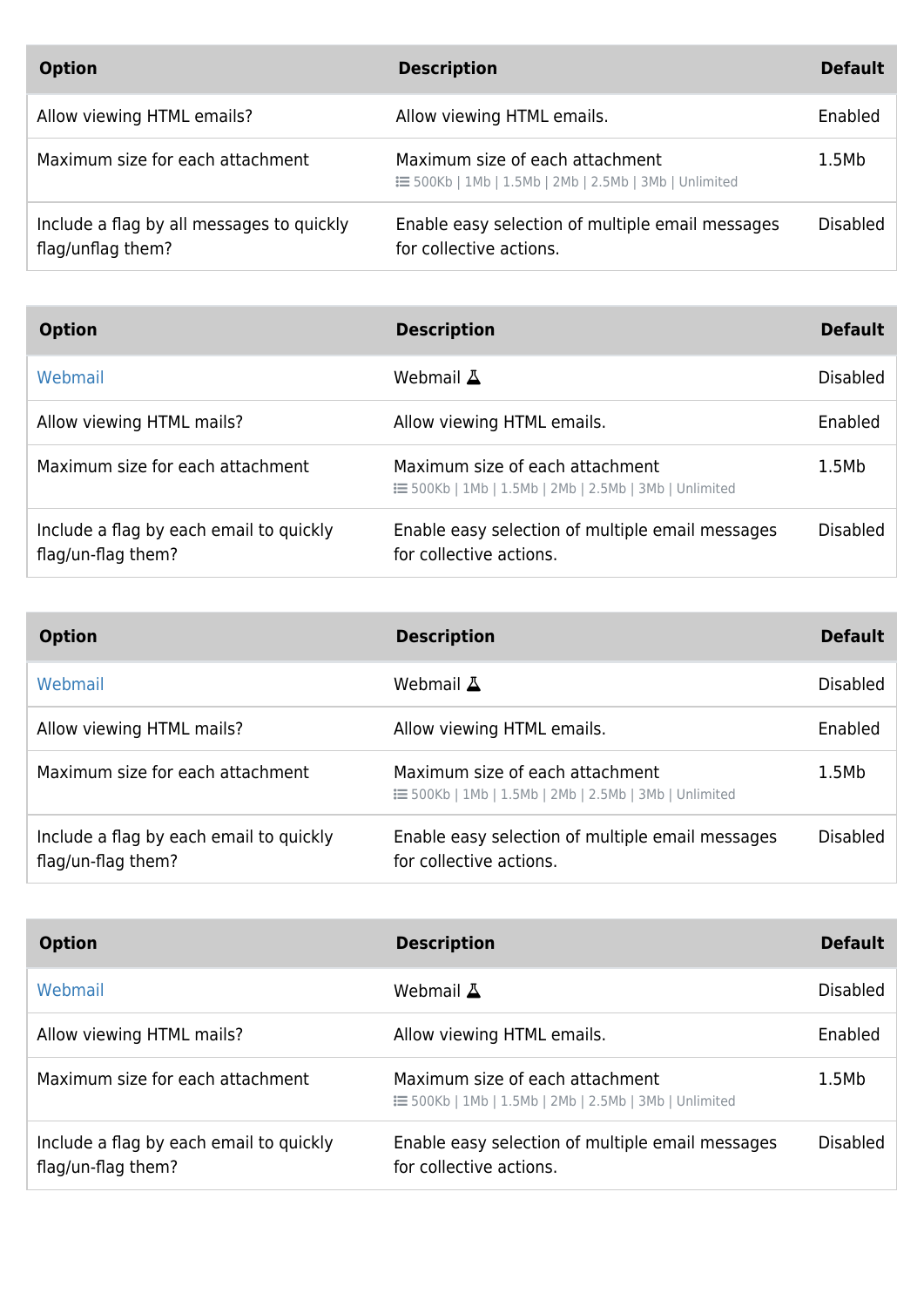| Option | Description | Default |
| --- | --- | --- |
| Allow viewing HTML emails? | Allow viewing HTML emails. | Enabled |
| Maximum size for each attachment | Maximum size of each attachment<br>500Kb \| 1Mb \| 1.5Mb \| 2Mb \| 2.5Mb \| 3Mb \| Unlimited | 1.5Mb |
| Include a flag by all messages to quickly flag/unflag them? | Enable easy selection of multiple email messages for collective actions. | Disabled |

| Option | Description | Default |
| --- | --- | --- |
| Webmail | Webmail | Disabled |
| Allow viewing HTML mails? | Allow viewing HTML emails. | Enabled |
| Maximum size for each attachment | Maximum size of each attachment<br>500Kb \| 1Mb \| 1.5Mb \| 2Mb \| 2.5Mb \| 3Mb \| Unlimited | 1.5Mb |
| Include a flag by each email to quickly flag/un-flag them? | Enable easy selection of multiple email messages for collective actions. | Disabled |

| Option | Description | Default |
| --- | --- | --- |
| Webmail | Webmail | Disabled |
| Allow viewing HTML mails? | Allow viewing HTML emails. | Enabled |
| Maximum size for each attachment | Maximum size of each attachment<br>500Kb \| 1Mb \| 1.5Mb \| 2Mb \| 2.5Mb \| 3Mb \| Unlimited | 1.5Mb |
| Include a flag by each email to quickly flag/un-flag them? | Enable easy selection of multiple email messages for collective actions. | Disabled |

| Option | Description | Default |
| --- | --- | --- |
| Webmail | Webmail | Disabled |
| Allow viewing HTML mails? | Allow viewing HTML emails. | Enabled |
| Maximum size for each attachment | Maximum size of each attachment<br>500Kb \| 1Mb \| 1.5Mb \| 2Mb \| 2.5Mb \| 3Mb \| Unlimited | 1.5Mb |
| Include a flag by each email to quickly flag/un-flag them? | Enable easy selection of multiple email messages for collective actions. | Disabled |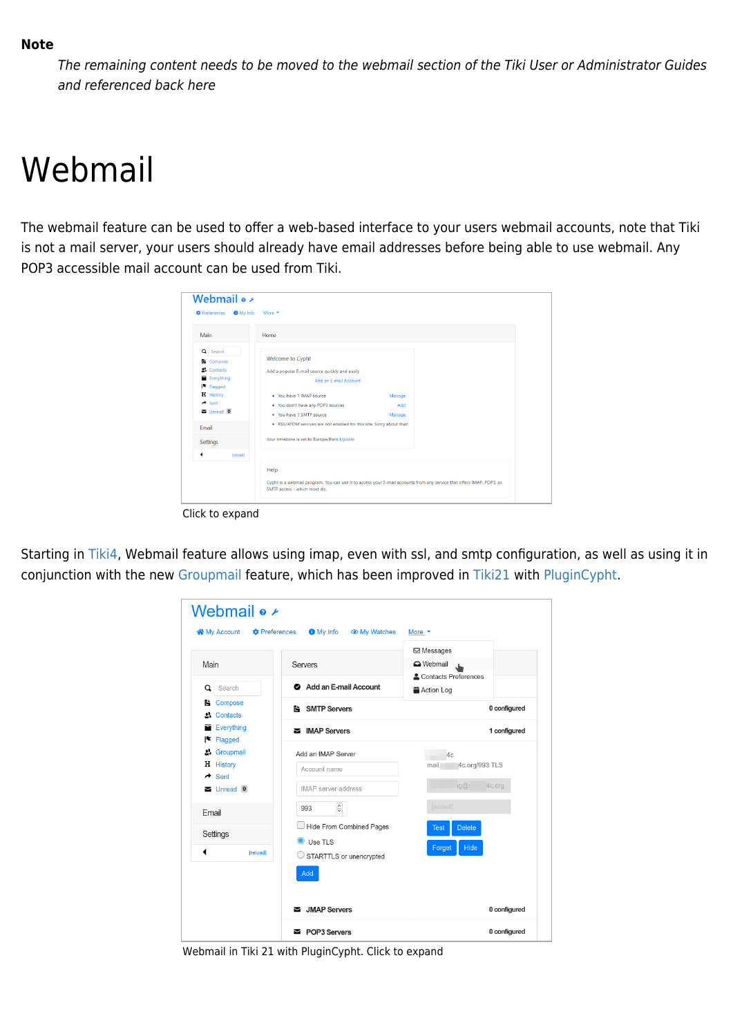**Note**

*The remaining content needs to be moved to the webmail section of the Tiki User or Administrator Guides and referenced back here*

# Webmail

The webmail feature can be used to offer a web-based interface to your users webmail accounts, note that Tiki is not a mail server, your users should already have email addresses before being able to use webmail. Any POP3 accessible mail account can be used from Tiki.

Click to expand

Starting in Tiki4, Webmail feature allows using imap, even with ssl, and smtp configuration, as well as using it in conjunction with the new Groupmail feature, which has been improved in Tiki21 with PluginCypht.

Webmail in Tiki 21 with PluginCypht. Click to expand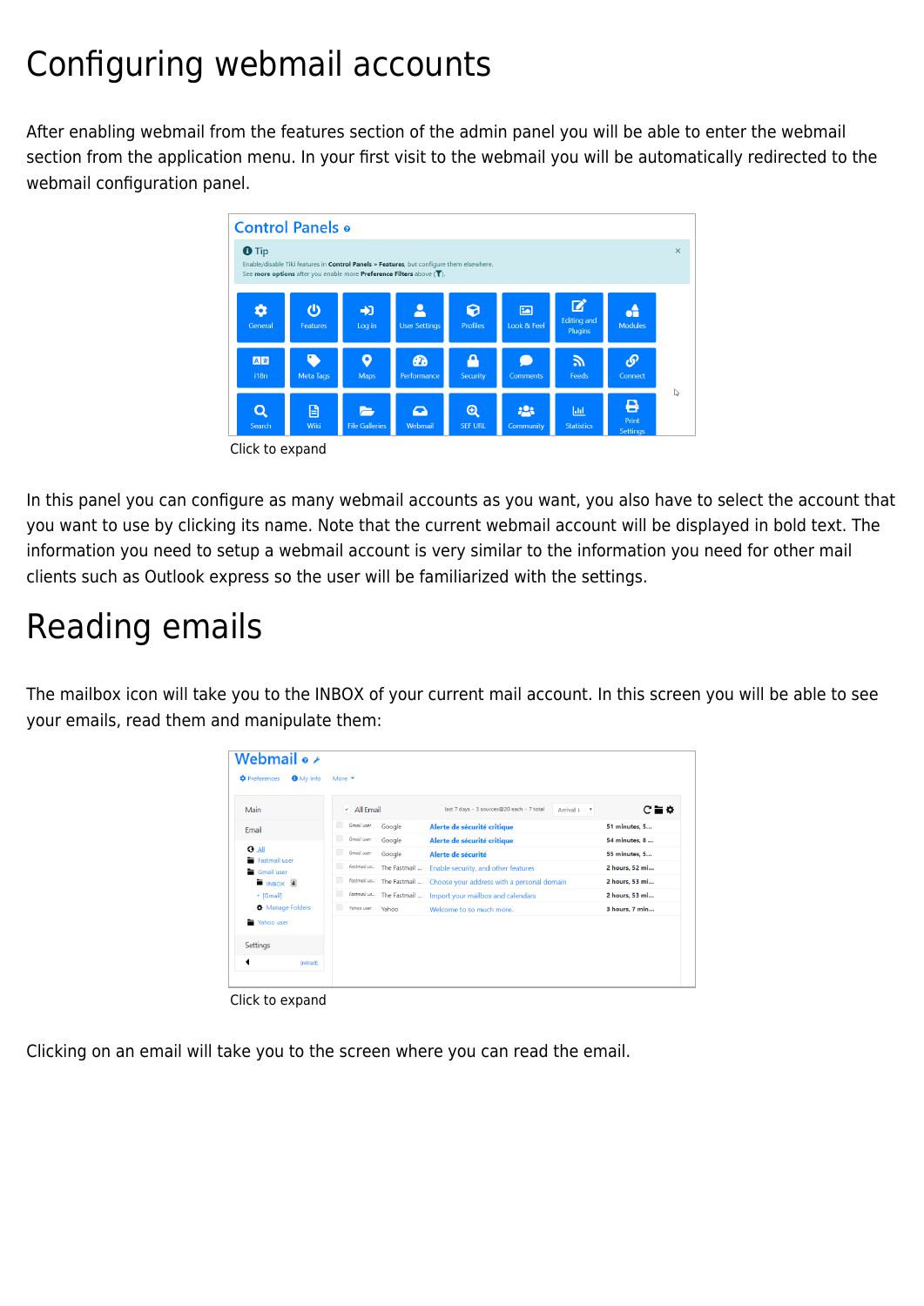# Configuring webmail accounts

After enabling webmail from the features section of the admin panel you will be able to enter the webmail section from the application menu. In your first visit to the webmail you will be automatically redirected to the webmail configuration panel.

Click to expand

In this panel you can configure as many webmail accounts as you want, you also have to select the account that you want to use by clicking its name. Note that the current webmail account will be displayed in bold text. The information you need to setup a webmail account is very similar to the information you need for other mail clients such as Outlook express so the user will be familiarized with the settings.

# Reading emails

The mailbox icon will take you to the INBOX of your current mail account. In this screen you will be able to see your emails, read them and manipulate them:

Click to expand

Clicking on an email will take you to the screen where you can read the email.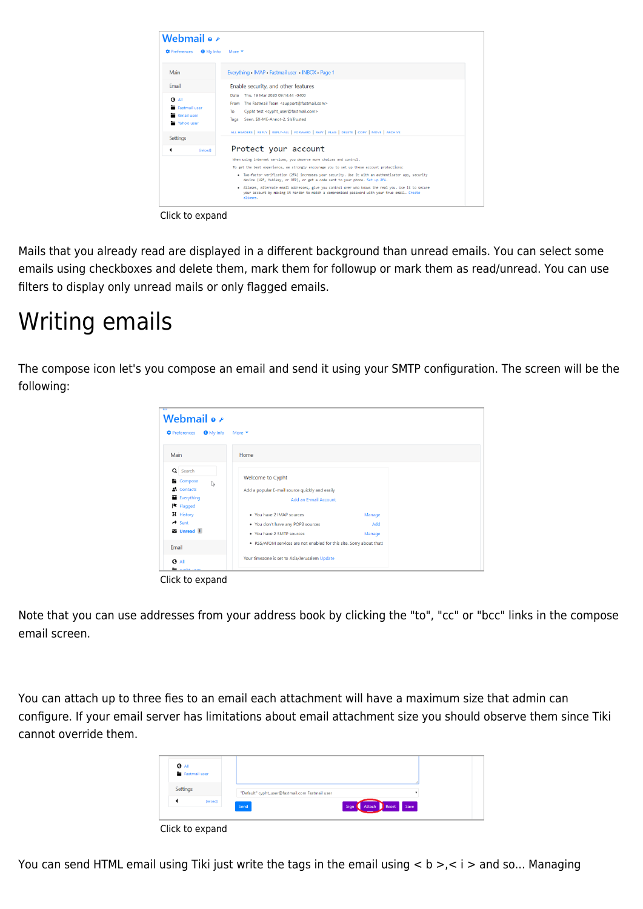Click to expand

Mails that you already read are displayed in a different background than unread emails. You can select some emails using checkboxes and delete them, mark them for followup or mark them as read/unread. You can use filters to display only unread mails or only flagged emails.

# Writing emails

The compose icon let's you compose an email and send it using your SMTP configuration. The screen will be the following:

Click to expand

Note that you can use addresses from your address book by clicking the "to", "cc" or "bcc" links in the compose email screen.

You can attach up to three fies to an email each attachment will have a maximum size that admin can configure. If your email server has limitations about email attachment size you should observe them since Tiki cannot override them.

Click to expand

You can send HTML email using Tiki just write the tags in the email using < b >,< i > and so... Managing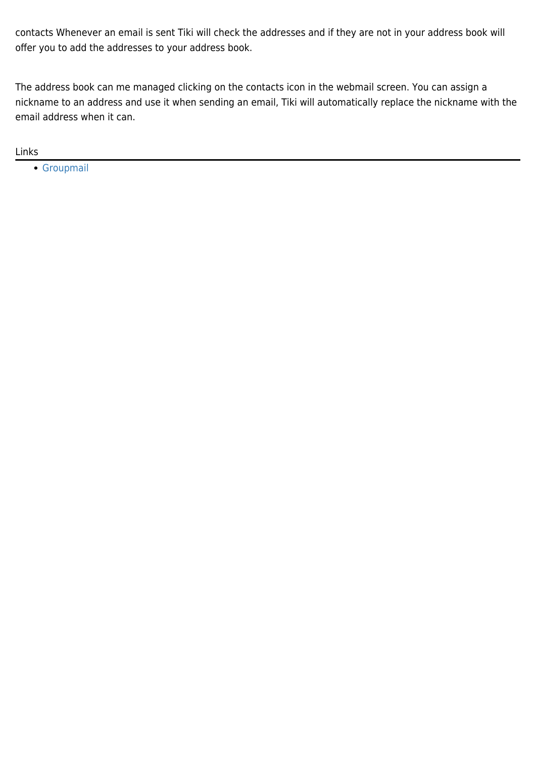contacts Whenever an email is sent Tiki will check the addresses and if they are not in your address book will offer you to add the addresses to your address book.

The address book can me managed clicking on the contacts icon in the webmail screen. You can assign a nickname to an address and use it when sending an email, Tiki will automatically replace the nickname with the email address when it can.

## Links

- Groupmail